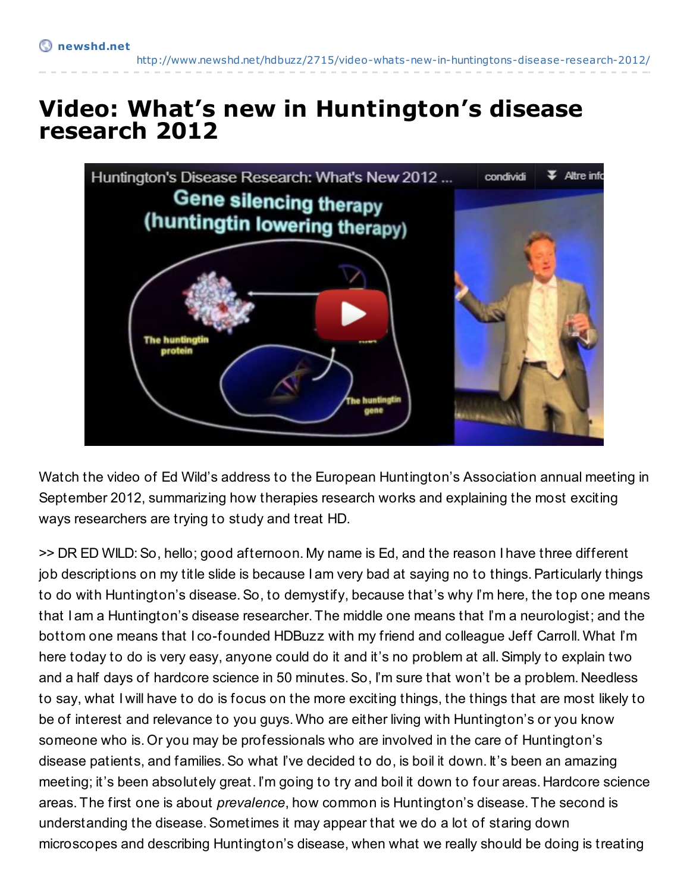newshd.net

http://www.newshd.net/hdbuzz/2715/video-whats-new-in-huntingtons-disease-research-2012/

# Video: What's new in Huntington's disease research 2012

Watch the video of Ed Wild's address to the European Huntington's Association annual meeting in September 2012, summarizing how therapies research works and explaining the most exciting ways researchers are trying to study and treat HD.

>> DR ED WILD: So, hello; good afternoon. My name is Ed, and the reason I have three different job descriptions on my title slide is because I am very bad at saying no to things. Particularly things to do with Huntington's disease. So, to demystify, because that's why I'm here, the top one means that I am a Huntington's disease researcher. The middle one means that I'm a neurologist; and the bottom one means that I co-founded HDBuzz with my friend and colleague Jeff Carroll. What I'm here today to do is very easy, anyone could do it and it's no problem at all. Simply to explain two and a half days of hardcore science in 50 minutes. So, I'm sure that won't be a problem. Needless to say, what I will have to do is focus on the more exciting things, the things that are most likely to be of interest and relevance to you guys. Who are either living with Huntington's or you know someone who is. Or you may be professionals who are involved in the care of Huntington's disease patients, and families. So what I've decided to do, is boil it down. It's been an amazing meeting; it's been absolutely great. I'm going to try and boil it down to four areas. Hardcore science areas. The first one is about *prevalence*, how common is Huntington's disease. The second is understanding the disease. Sometimes it may appear that we do a lot of staring down microscopes and describing Huntington's disease, when what we really should be doing is treating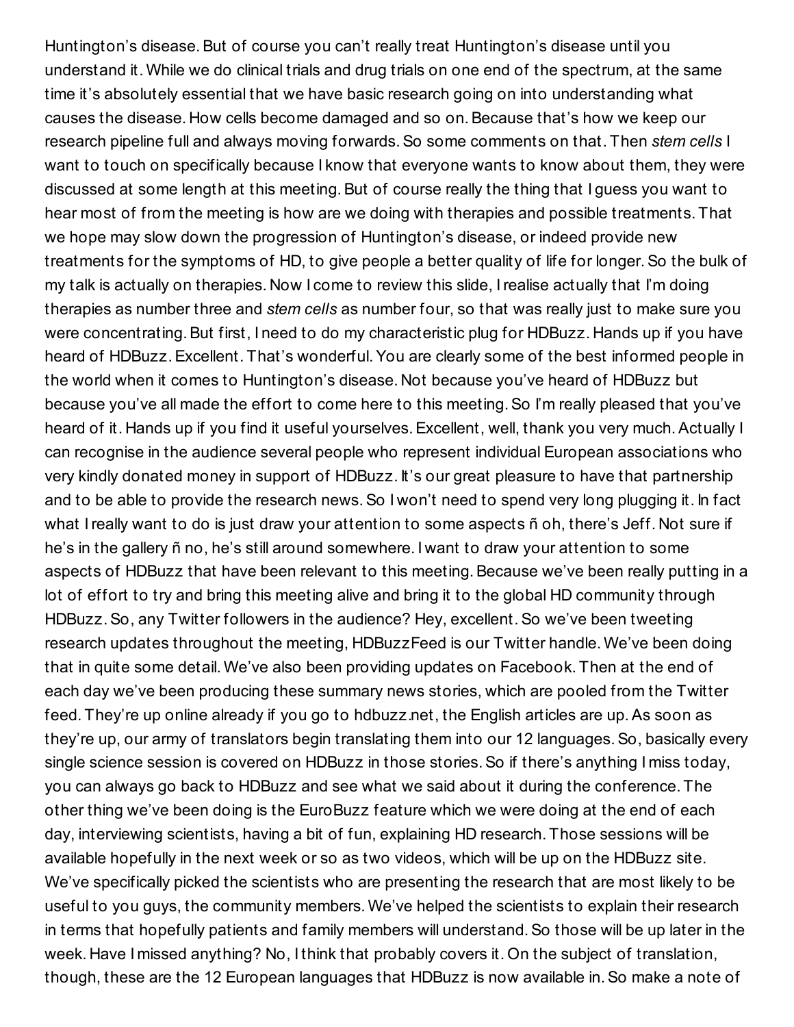Huntington's disease. But of course you can't really treat Huntington's disease until you understand it. While we do clinical trials and drug trials on one end of the spectrum, at the same time it's absolutely essential that we have basic research going on into understanding what causes the disease. How cells become damaged and so on. Because that's how we keep our research pipeline full and always moving forwards. So some comments on that. Then *stem cells* I want to touch on specifically because I know that everyone wants to know about them, they were discussed at some length at this meeting. But of course really the thing that I guess you want to hear most of from the meeting is how are we doing with therapies and possible treatments. That we hope may slow down the progression of Huntington's disease, or indeed provide new treatments for the symptoms of HD, to give people a better quality of life for longer. So the bulk of my talk is actually on therapies. Now I come to review this slide, I realise actually that I'm doing therapies as number three and *stem cells* as number four, so that was really just to make sure you were concentrating. But first, I need to do my characteristic plug for HDBuzz. Hands up if you have heard of HDBuzz. Excellent. That's wonderful. You are clearly some of the best informed people in the world when it comes to Huntington's disease. Not because you've heard of HDBuzz but because you've all made the effort to come here to this meeting. So I'm really pleased that you've heard of it. Hands up if you find it useful yourselves. Excellent, well, thank you very much. Actually I can recognise in the audience several people who represent individual European associations who very kindly donated money in support of HDBuzz. It's our great pleasure to have that partnership and to be able to provide the research news. So I won't need to spend very long plugging it. In fact what I really want to do is just draw your attention to some aspects ñ oh, there's Jeff. Not sure if he's in the gallery ñ no, he's still around somewhere. I want to draw your attention to some aspects of HDBuzz that have been relevant to this meeting. Because we've been really putting in a lot of effort to try and bring this meeting alive and bring it to the global HD community through HDBuzz. So, any Twitter followers in the audience? Hey, excellent. So we've been tweeting research updates throughout the meeting, HDBuzzFeed is our Twitter handle. We've been doing that in quite some detail. We've also been providing updates on Facebook. Then at the end of each day we've been producing these summary news stories, which are pooled from the Twitter feed. They're up online already if you go to hdbuzz.net, the English articles are up. As soon as they're up, our army of translators begin translating them into our 12 languages. So, basically every single science session is covered on HDBuzz in those stories. So if there's anything I miss today, you can always go back to HDBuzz and see what we said about it during the conference. The other thing we've been doing is the EuroBuzz feature which we were doing at the end of each day, interviewing scientists, having a bit of fun, explaining HD research. Those sessions will be available hopefully in the next week or so as two videos, which will be up on the HDBuzz site. We've specifically picked the scientists who are presenting the research that are most likely to be useful to you guys, the community members. We've helped the scientists to explain their research in terms that hopefully patients and family members will understand. So those will be up later in the week. Have I missed anything? No, I think that probably covers it. On the subject of translation, though, these are the 12 European languages that HDBuzz is now available in. So make a note of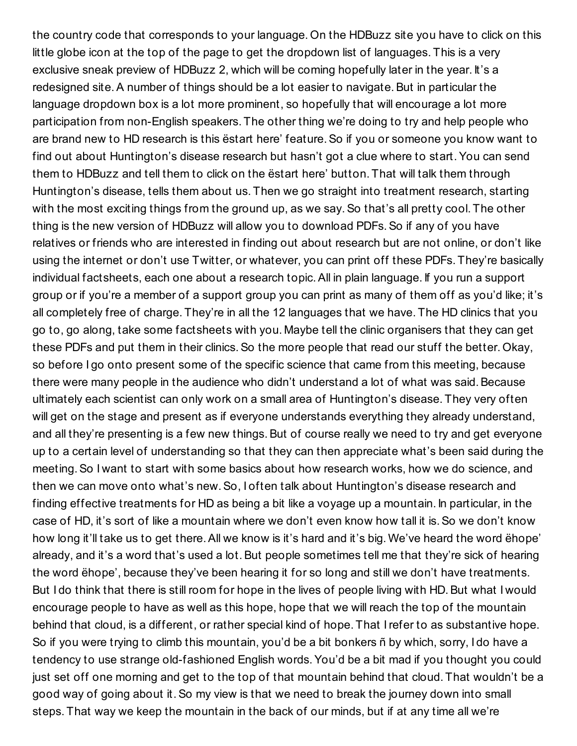the country code that corresponds to your language. On the HDBuzz site you have to click on this little globe icon at the top of the page to get the dropdown list of languages. This is a very exclusive sneak preview of HDBuzz 2, which will be coming hopefully later in the year. It's a redesigned site. A number of things should be a lot easier to navigate. But in particular the language dropdown box is a lot more prominent, so hopefully that will encourage a lot more participation from non-English speakers. The other thing we're doing to try and help people who are brand new to HD research is this ëstart here' feature. So if you or someone you know want to find out about Huntington's disease research but hasn't got a clue where to start. You can send them to HDBuzz and tell them to click on the ëstart here' button. That will talk them through Huntington's disease, tells them about us. Then we go straight into treatment research, starting with the most exciting things from the ground up, as we say. So that's all pretty cool. The other thing is the new version of HDBuzz will allow you to download PDFs. So if any of you have relatives or friends who are interested in finding out about research but are not online, or don't like using the internet or don't use Twitter, or whatever, you can print off these PDFs. They're basically individual factsheets, each one about a research topic. All in plain language. If you run a support group or if you're a member of a support group you can print as many of them off as you'd like; it's all completely free of charge. They're in all the 12 languages that we have. The HD clinics that you go to, go along, take some factsheets with you. Maybe tell the clinic organisers that they can get these PDFs and put them in their clinics. So the more people that read our stuff the better. Okay, so before I go onto present some of the specific science that came from this meeting, because there were many people in the audience who didn't understand a lot of what was said. Because ultimately each scientist can only work on a small area of Huntington's disease. They very often will get on the stage and present as if everyone understands everything they already understand, and all they're presenting is a few new things. But of course really we need to try and get everyone up to a certain level of understanding so that they can then appreciate what's been said during the meeting. So I want to start with some basics about how research works, how we do science, and then we can move onto what's new. So, I often talk about Huntington's disease research and finding effective treatments for HD as being a bit like a voyage up a mountain. In particular, in the case of HD, it's sort of like a mountain where we don't even know how tall it is. So we don't know how long it'll take us to get there. All we know is it's hard and it's big. We've heard the word ëhope' already, and it's a word that's used a lot. But people sometimes tell me that they're sick of hearing the word ëhope', because they've been hearing it for so long and still we don't have treatments. But I do think that there is still room for hope in the lives of people living with HD. But what I would encourage people to have as well as this hope, hope that we will reach the top of the mountain behind that cloud, is a different, or rather special kind of hope. That I refer to as substantive hope. So if you were trying to climb this mountain, you'd be a bit bonkers ñ by which, sorry, I do have a tendency to use strange old-fashioned English words. You'd be a bit mad if you thought you could just set off one morning and get to the top of that mountain behind that cloud. That wouldn't be a good way of going about it. So my view is that we need to break the journey down into small steps. That way we keep the mountain in the back of our minds, but if at any time all we're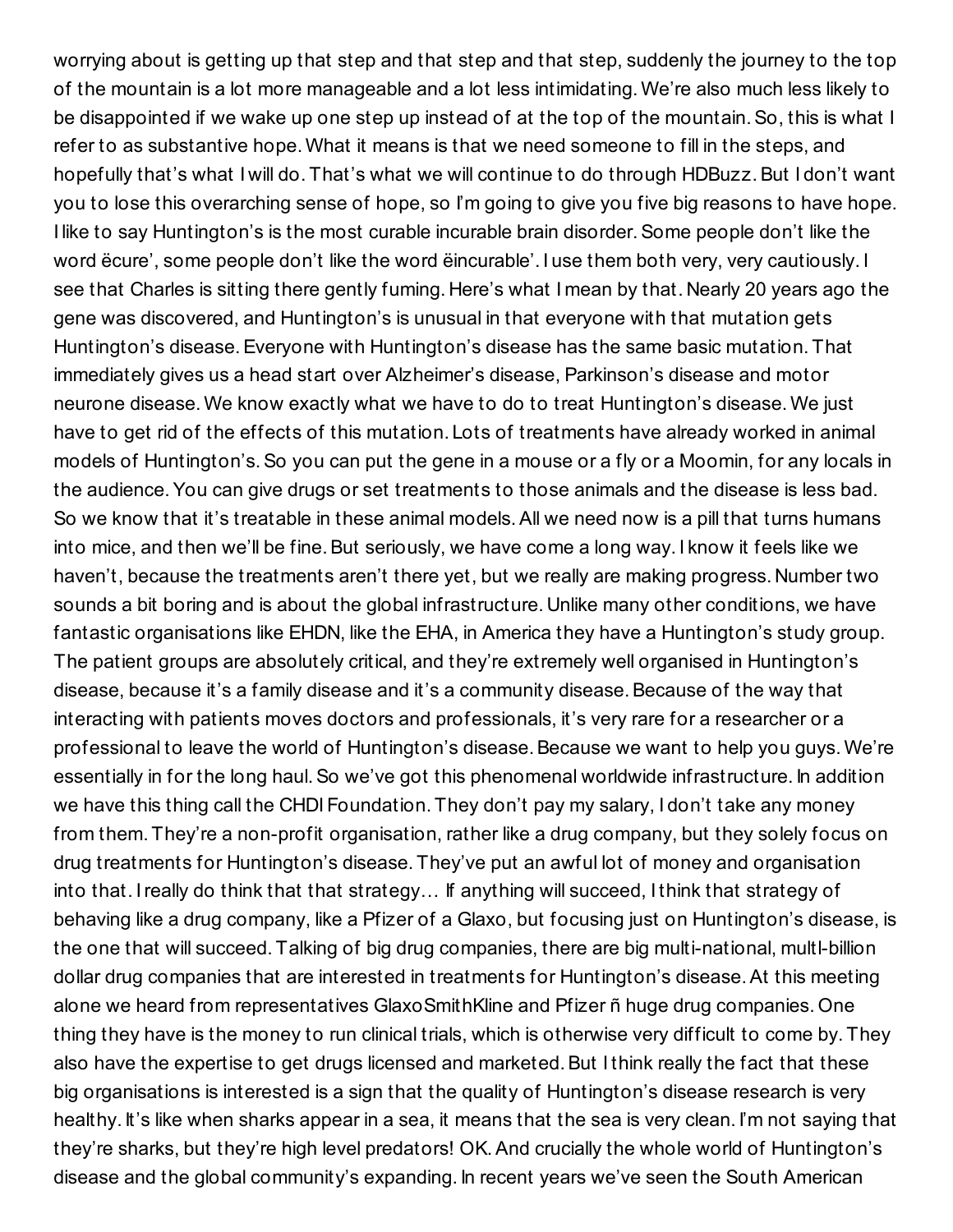worrying about is getting up that step and that step and that step, suddenly the journey to the top of the mountain is a lot more manageable and a lot less intimidating. We're also much less likely to be disappointed if we wake up one step up instead of at the top of the mountain. So, this is what I refer to as substantive hope. What it means is that we need someone to fill in the steps, and hopefully that's what I will do. That's what we will continue to do through HDBuzz. But I don't want you to lose this overarching sense of hope, so I'm going to give you five big reasons to have hope. I like to say Huntington's is the most curable incurable brain disorder. Some people don't like the word ëcure', some people don't like the word ëincurable'. I use them both very, very cautiously. I see that Charles is sitting there gently fuming. Here's what I mean by that. Nearly 20 years ago the gene was discovered, and Huntington's is unusual in that everyone with that mutation gets Huntington's disease. Everyone with Huntington's disease has the same basic mutation. That immediately gives us a head start over Alzheimer's disease, Parkinson's disease and motor neurone disease. We know exactly what we have to do to treat Huntington's disease. We just have to get rid of the effects of this mutation. Lots of treatments have already worked in animal models of Huntington's. So you can put the gene in a mouse or a fly or a Moomin, for any locals in the audience. You can give drugs or set treatments to those animals and the disease is less bad. So we know that it's treatable in these animal models. All we need now is a pill that turns humans into mice, and then we'll be fine. But seriously, we have come a long way. I know it feels like we haven't, because the treatments aren't there yet, but we really are making progress. Number two sounds a bit boring and is about the global infrastructure. Unlike many other conditions, we have fantastic organisations like EHDN, like the EHA, in America they have a Huntington's study group. The patient groups are absolutely critical, and they're extremely well organised in Huntington's disease, because it's a family disease and it's a community disease. Because of the way that interacting with patients moves doctors and professionals, it's very rare for a researcher or a professional to leave the world of Huntington's disease. Because we want to help you guys. We're essentially in for the long haul. So we've got this phenomenal worldwide infrastructure. In addition we have this thing call the CHDI Foundation. They don't pay my salary, I don't take any money from them. They're a non-profit organisation, rather like a drug company, but they solely focus on drug treatments for Huntington's disease. They've put an awful lot of money and organisation into that. I really do think that that strategy… If anything will succeed, I think that strategy of behaving like a drug company, like a Pfizer of a Glaxo, but focusing just on Huntington's disease, is the one that will succeed. Talking of big drug companies, there are big multi-national, multI-billion dollar drug companies that are interested in treatments for Huntington's disease. At this meeting alone we heard from representatives GlaxoSmithKline and Pfizer ñ huge drug companies. One thing they have is the money to run clinical trials, which is otherwise very difficult to come by. They also have the expertise to get drugs licensed and marketed. But I think really the fact that these big organisations is interested is a sign that the quality of Huntington's disease research is very healthy. It's like when sharks appear in a sea, it means that the sea is very clean. I'm not saying that they're sharks, but they're high level predators! OK. And crucially the whole world of Huntington's disease and the global community's expanding. In recent years we've seen the South American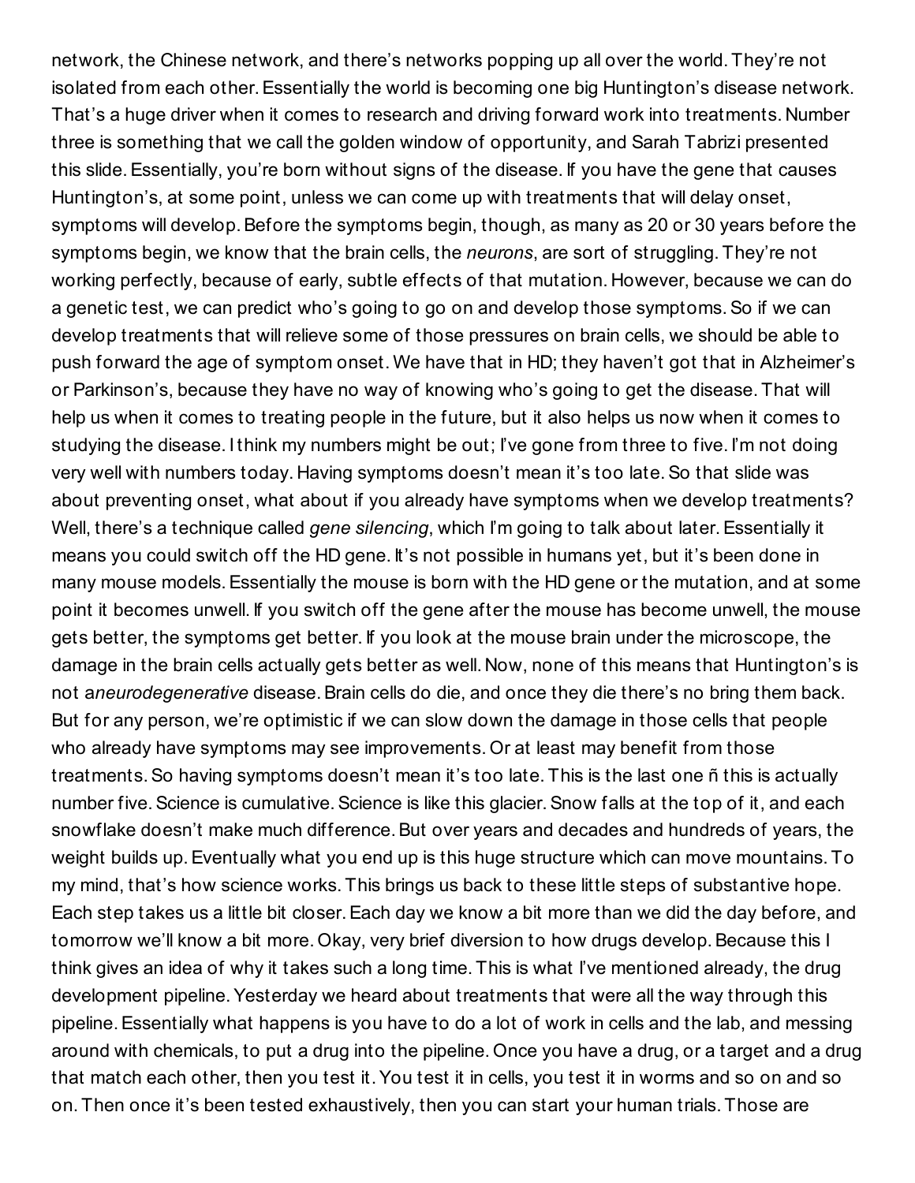network, the Chinese network, and there's networks popping up all over the world. They're not isolated from each other. Essentially the world is becoming one big Huntington's disease network. That's a huge driver when it comes to research and driving forward work into treatments. Number three is something that we call the golden window of opportunity, and Sarah Tabrizi presented this slide. Essentially, you're born without signs of the disease. If you have the gene that causes Huntington's, at some point, unless we can come up with treatments that will delay onset, symptoms will develop. Before the symptoms begin, though, as many as 20 or 30 years before the symptoms begin, we know that the brain cells, the *neurons*, are sort of struggling. They're not working perfectly, because of early, subtle effects of that mutation. However, because we can do a genetic test, we can predict who's going to go on and develop those symptoms. So if we can develop treatments that will relieve some of those pressures on brain cells, we should be able to push forward the age of symptom onset. We have that in HD; they haven't got that in Alzheimer's or Parkinson's, because they have no way of knowing who's going to get the disease. That will help us when it comes to treating people in the future, but it also helps us now when it comes to studying the disease. I think my numbers might be out; I've gone from three to five. I'm not doing very well with numbers today. Having symptoms doesn't mean it's too late. So that slide was about preventing onset, what about if you already have symptoms when we develop treatments? Well, there's a technique called *gene silencing*, which I'm going to talk about later. Essentially it means you could switch off the HD gene. It's not possible in humans yet, but it's been done in many mouse models. Essentially the mouse is born with the HD gene or the mutation, and at some point it becomes unwell. If you switch off the gene after the mouse has become unwell, the mouse gets better, the symptoms get better. If you look at the mouse brain under the microscope, the damage in the brain cells actually gets better as well. Now, none of this means that Huntington's is not a *neurodegenerative* disease. Brain cells do die, and once they die there's no bring them back. But for any person, we're optimistic if we can slow down the damage in those cells that people who already have symptoms may see improvements. Or at least may benefit from those treatments. So having symptoms doesn't mean it's too late. This is the last one ñ this is actually number five. Science is cumulative. Science is like this glacier. Snow falls at the top of it, and each snowflake doesn't make much difference. But over years and decades and hundreds of years, the weight builds up. Eventually what you end up is this huge structure which can move mountains. To my mind, that's how science works. This brings us back to these little steps of substantive hope. Each step takes us a little bit closer. Each day we know a bit more than we did the day before, and tomorrow we'll know a bit more. Okay, very brief diversion to how drugs develop. Because this I think gives an idea of why it takes such a long time. This is what I've mentioned already, the drug development pipeline. Yesterday we heard about treatments that were all the way through this pipeline. Essentially what happens is you have to do a lot of work in cells and the lab, and messing around with chemicals, to put a drug into the pipeline. Once you have a drug, or a target and a drug that match each other, then you test it. You test it in cells, you test it in worms and so on and so on. Then once it's been tested exhaustively, then you can start your human trials. Those are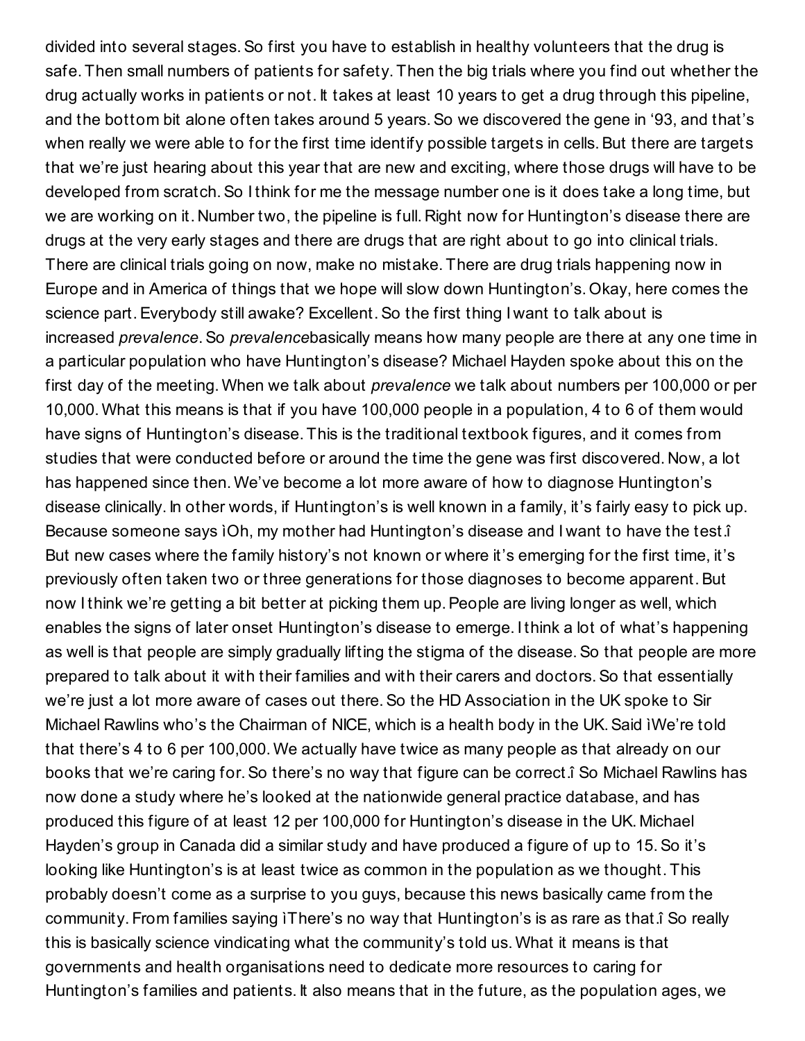divided into several stages. So first you have to establish in healthy volunteers that the drug is safe. Then small numbers of patients for safety. Then the big trials where you find out whether the drug actually works in patients or not. It takes at least 10 years to get a drug through this pipeline, and the bottom bit alone often takes around 5 years. So we discovered the gene in '93, and that's when really we were able to for the first time identify possible targets in cells. But there are targets that we're just hearing about this year that are new and exciting, where those drugs will have to be developed from scratch. So I think for me the message number one is it does take a long time, but we are working on it. Number two, the pipeline is full. Right now for Huntington's disease there are drugs at the very early stages and there are drugs that are right about to go into clinical trials. There are clinical trials going on now, make no mistake. There are drug trials happening now in Europe and in America of things that we hope will slow down Huntington's. Okay, here comes the science part. Everybody still awake? Excellent. So the first thing I want to talk about is increased *prevalence*. So *prevalence*basically means how many people are there at any one time in a particular population who have Huntington's disease? Michael Hayden spoke about this on the first day of the meeting. When we talk about *prevalence* we talk about numbers per 100,000 or per 10,000. What this means is that if you have 100,000 people in a population, 4 to 6 of them would have signs of Huntington's disease. This is the traditional textbook figures, and it comes from studies that were conducted before or around the time the gene was first discovered. Now, a lot has happened since then. We've become a lot more aware of how to diagnose Huntington's disease clinically. In other words, if Huntington's is well known in a family, it's fairly easy to pick up. Because someone says ìOh, my mother had Huntington's disease and I want to have the test.î But new cases where the family history's not known or where it's emerging for the first time, it's previously often taken two or three generations for those diagnoses to become apparent. But now I think we're getting a bit better at picking them up. People are living longer as well, which enables the signs of later onset Huntington's disease to emerge. I think a lot of what's happening as well is that people are simply gradually lifting the stigma of the disease. So that people are more prepared to talk about it with their families and with their carers and doctors. So that essentially we're just a lot more aware of cases out there. So the HD Association in the UK spoke to Sir Michael Rawlins who's the Chairman of NICE, which is a health body in the UK. Said ìWe're told that there's 4 to 6 per 100,000. We actually have twice as many people as that already on our books that we're caring for. So there's no way that figure can be correct.î So Michael Rawlins has now done a study where he's looked at the nationwide general practice database, and has produced this figure of at least 12 per 100,000 for Huntington's disease in the UK. Michael Hayden's group in Canada did a similar study and have produced a figure of up to 15. So it's looking like Huntington's is at least twice as common in the population as we thought. This probably doesn't come as a surprise to you guys, because this news basically came from the community. From families saying ìThere's no way that Huntington's is as rare as that.î So really this is basically science vindicating what the community's told us. What it means is that governments and health organisations need to dedicate more resources to caring for Huntington's families and patients. It also means that in the future, as the population ages, we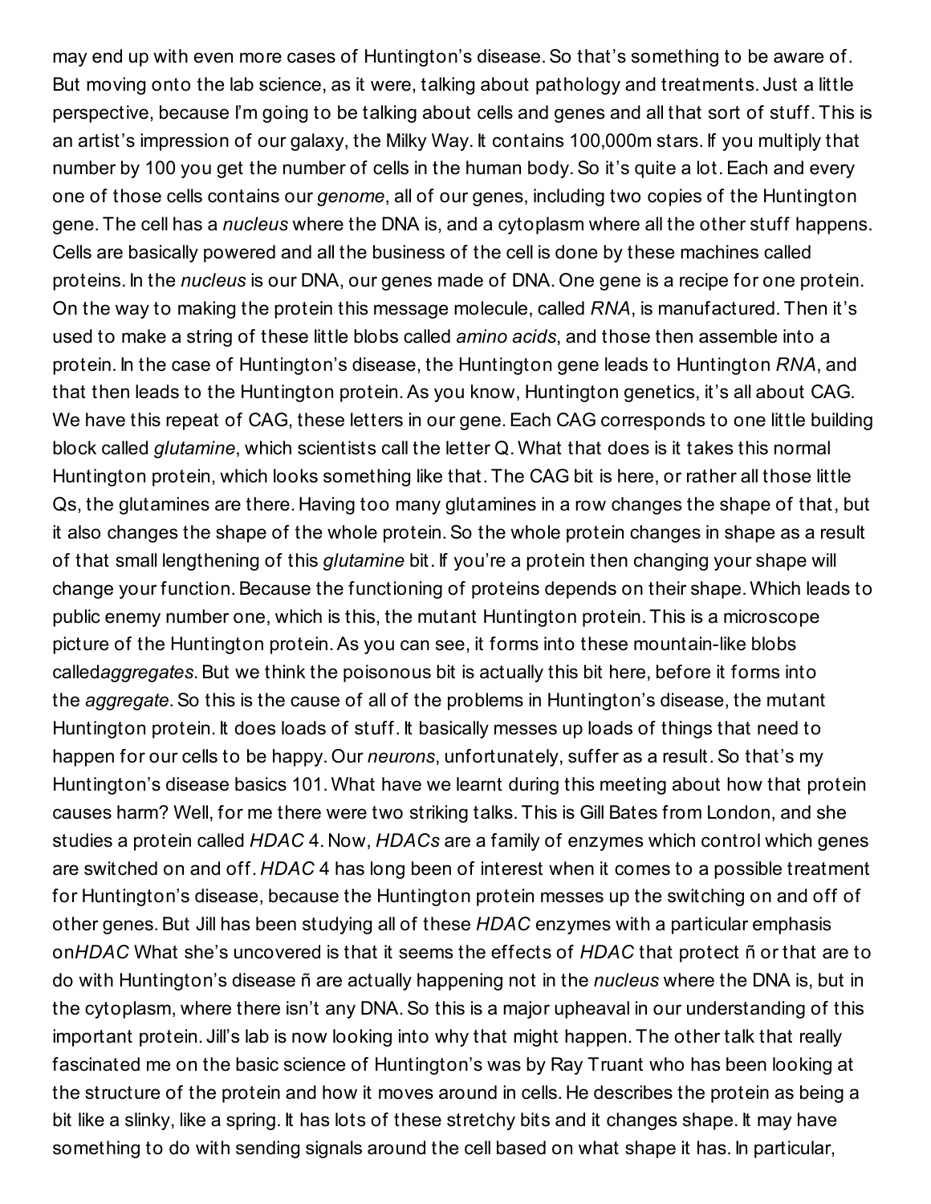may end up with even more cases of Huntington's disease. So that's something to be aware of. But moving onto the lab science, as it were, talking about pathology and treatments. Just a little perspective, because I'm going to be talking about cells and genes and all that sort of stuff. This is an artist's impression of our galaxy, the Milky Way. It contains 100,000m stars. If you multiply that number by 100 you get the number of cells in the human body. So it's quite a lot. Each and every one of those cells contains our *genome*, all of our genes, including two copies of the Huntington gene. The cell has a *nucleus* where the DNA is, and a cytoplasm where all the other stuff happens. Cells are basically powered and all the business of the cell is done by these machines called proteins. In the *nucleus* is our DNA, our genes made of DNA. One gene is a recipe for one protein. On the way to making the protein this message molecule, called *RNA*, is manufactured. Then it's used to make a string of these little blobs called *amino acids*, and those then assemble into a protein. In the case of Huntington's disease, the Huntington gene leads to Huntington *RNA*, and that then leads to the Huntington protein. As you know, Huntington genetics, it's all about CAG. We have this repeat of CAG, these letters in our gene. Each CAG corresponds to one little building block called *glutamine*, which scientists call the letter Q. What that does is it takes this normal Huntington protein, which looks something like that. The CAG bit is here, or rather all those little Qs, the glutamines are there. Having too many glutamines in a row changes the shape of that, but it also changes the shape of the whole protein. So the whole protein changes in shape as a result of that small lengthening of this *glutamine* bit. If you're a protein then changing your shape will change your function. Because the functioning of proteins depends on their shape. Which leads to public enemy number one, which is this, the mutant Huntington protein. This is a microscope picture of the Huntington protein. As you can see, it forms into these mountain-like blobs called*aggregates*. But we think the poisonous bit is actually this bit here, before it forms into the *aggregate*. So this is the cause of all of the problems in Huntington's disease, the mutant Huntington protein. It does loads of stuff. It basically messes up loads of things that need to happen for our cells to be happy. Our *neurons*, unfortunately, suffer as a result. So that's my Huntington's disease basics 101. What have we learnt during this meeting about how that protein causes harm? Well, for me there were two striking talks. This is Gill Bates from London, and she studies a protein called *HDAC* 4. Now, *HDACs* are a family of enzymes which control which genes are switched on and off. *HDAC* 4 has long been of interest when it comes to a possible treatment for Huntington's disease, because the Huntington protein messes up the switching on and off of other genes. But Jill has been studying all of these *HDAC* enzymes with a particular emphasis on*HDAC* What she's uncovered is that it seems the effects of *HDAC* that protect ñ or that are to do with Huntington's disease ñ are actually happening not in the *nucleus* where the DNA is, but in the cytoplasm, where there isn't any DNA. So this is a major upheaval in our understanding of this important protein. Jill's lab is now looking into why that might happen. The other talk that really fascinated me on the basic science of Huntington's was by Ray Truant who has been looking at the structure of the protein and how it moves around in cells. He describes the protein as being a bit like a slinky, like a spring. It has lots of these stretchy bits and it changes shape. It may have something to do with sending signals around the cell based on what shape it has. In particular,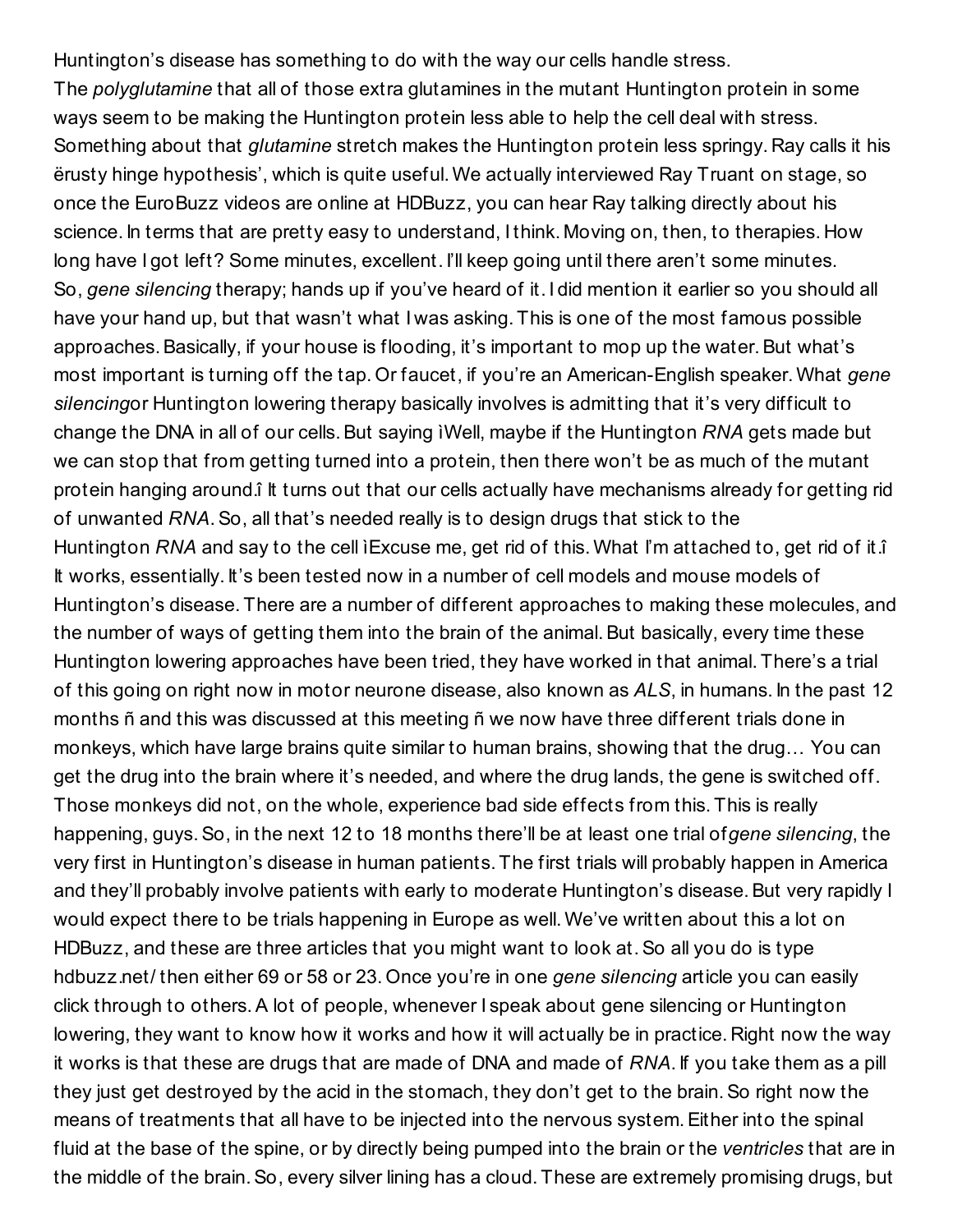Huntington's disease has something to do with the way our cells handle stress.
The *polyglutamine* that all of those extra glutamines in the mutant Huntington protein in some ways seem to be making the Huntington protein less able to help the cell deal with stress. Something about that *glutamine* stretch makes the Huntington protein less springy. Ray calls it his ërusty hinge hypothesis', which is quite useful. We actually interviewed Ray Truant on stage, so once the EuroBuzz videos are online at HDBuzz, you can hear Ray talking directly about his science. In terms that are pretty easy to understand, I think. Moving on, then, to therapies. How long have I got left? Some minutes, excellent. I'll keep going until there aren't some minutes.
So, *gene silencing* therapy; hands up if you've heard of it. I did mention it earlier so you should all have your hand up, but that wasn't what I was asking. This is one of the most famous possible approaches. Basically, if your house is flooding, it's important to mop up the water. But what's most important is turning off the tap. Or faucet, if you're an American-English speaker. What *gene silencing*or Huntington lowering therapy basically involves is admitting that it's very difficult to change the DNA in all of our cells. But saying ìWell, maybe if the Huntington *RNA* gets made but we can stop that from getting turned into a protein, then there won't be as much of the mutant protein hanging around.î It turns out that our cells actually have mechanisms already for getting rid of unwanted *RNA*. So, all that's needed really is to design drugs that stick to the Huntington *RNA* and say to the cell ìExcuse me, get rid of this. What I'm attached to, get rid of it.î It works, essentially. It's been tested now in a number of cell models and mouse models of Huntington's disease. There are a number of different approaches to making these molecules, and the number of ways of getting them into the brain of the animal. But basically, every time these Huntington lowering approaches have been tried, they have worked in that animal. There's a trial of this going on right now in motor neurone disease, also known as *ALS*, in humans. In the past 12 months ñ and this was discussed at this meeting ñ we now have three different trials done in monkeys, which have large brains quite similar to human brains, showing that the drug… You can get the drug into the brain where it's needed, and where the drug lands, the gene is switched off. Those monkeys did not, on the whole, experience bad side effects from this. This is really happening, guys. So, in the next 12 to 18 months there'll be at least one trial of*gene silencing*, the very first in Huntington's disease in human patients. The first trials will probably happen in America and they'll probably involve patients with early to moderate Huntington's disease. But very rapidly I would expect there to be trials happening in Europe as well. We've written about this a lot on HDBuzz, and these are three articles that you might want to look at. So all you do is type hdbuzz.net/ then either 69 or 58 or 23. Once you're in one *gene silencing* article you can easily click through to others. A lot of people, whenever I speak about gene silencing or Huntington lowering, they want to know how it works and how it will actually be in practice. Right now the way it works is that these are drugs that are made of DNA and made of *RNA*. If you take them as a pill they just get destroyed by the acid in the stomach, they don't get to the brain. So right now the means of treatments that all have to be injected into the nervous system. Either into the spinal fluid at the base of the spine, or by directly being pumped into the brain or the *ventricles* that are in the middle of the brain. So, every silver lining has a cloud. These are extremely promising drugs, but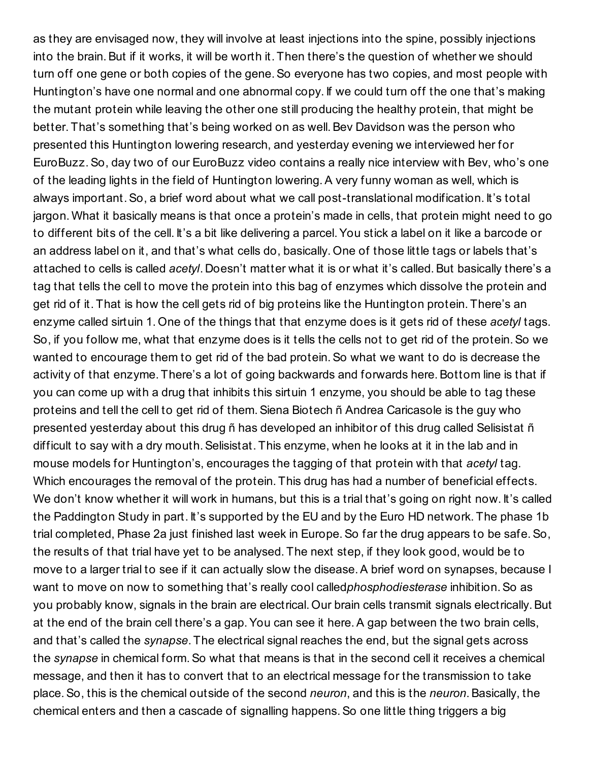as they are envisaged now, they will involve at least injections into the spine, possibly injections into the brain. But if it works, it will be worth it. Then there's the question of whether we should turn off one gene or both copies of the gene. So everyone has two copies, and most people with Huntington's have one normal and one abnormal copy. If we could turn off the one that's making the mutant protein while leaving the other one still producing the healthy protein, that might be better. That's something that's being worked on as well. Bev Davidson was the person who presented this Huntington lowering research, and yesterday evening we interviewed her for EuroBuzz. So, day two of our EuroBuzz video contains a really nice interview with Bev, who's one of the leading lights in the field of Huntington lowering. A very funny woman as well, which is always important. So, a brief word about what we call post-translational modification. It's total jargon. What it basically means is that once a protein's made in cells, that protein might need to go to different bits of the cell. It's a bit like delivering a parcel. You stick a label on it like a barcode or an address label on it, and that's what cells do, basically. One of those little tags or labels that's attached to cells is called *acetyl*. Doesn't matter what it is or what it's called. But basically there's a tag that tells the cell to move the protein into this bag of enzymes which dissolve the protein and get rid of it. That is how the cell gets rid of big proteins like the Huntington protein. There's an enzyme called sirtuin 1. One of the things that that enzyme does is it gets rid of these *acetyl* tags. So, if you follow me, what that enzyme does is it tells the cells not to get rid of the protein. So we wanted to encourage them to get rid of the bad protein. So what we want to do is decrease the activity of that enzyme. There's a lot of going backwards and forwards here. Bottom line is that if you can come up with a drug that inhibits this sirtuin 1 enzyme, you should be able to tag these proteins and tell the cell to get rid of them. Siena Biotech ñ Andrea Caricasole is the guy who presented yesterday about this drug ñ has developed an inhibitor of this drug called Selisistat ñ difficult to say with a dry mouth. Selisistat. This enzyme, when he looks at it in the lab and in mouse models for Huntington's, encourages the tagging of that protein with that *acetyl* tag. Which encourages the removal of the protein. This drug has had a number of beneficial effects. We don't know whether it will work in humans, but this is a trial that's going on right now. It's called the Paddington Study in part. It's supported by the EU and by the Euro HD network. The phase 1b trial completed, Phase 2a just finished last week in Europe. So far the drug appears to be safe. So, the results of that trial have yet to be analysed. The next step, if they look good, would be to move to a larger trial to see if it can actually slow the disease. A brief word on synapses, because I want to move on now to something that's really cool called*phosphodiesterase* inhibition. So as you probably know, signals in the brain are electrical. Our brain cells transmit signals electrically. But at the end of the brain cell there's a gap. You can see it here. A gap between the two brain cells, and that's called the *synapse*. The electrical signal reaches the end, but the signal gets across the *synapse* in chemical form. So what that means is that in the second cell it receives a chemical message, and then it has to convert that to an electrical message for the transmission to take place. So, this is the chemical outside of the second *neuron*, and this is the *neuron*. Basically, the chemical enters and then a cascade of signalling happens. So one little thing triggers a big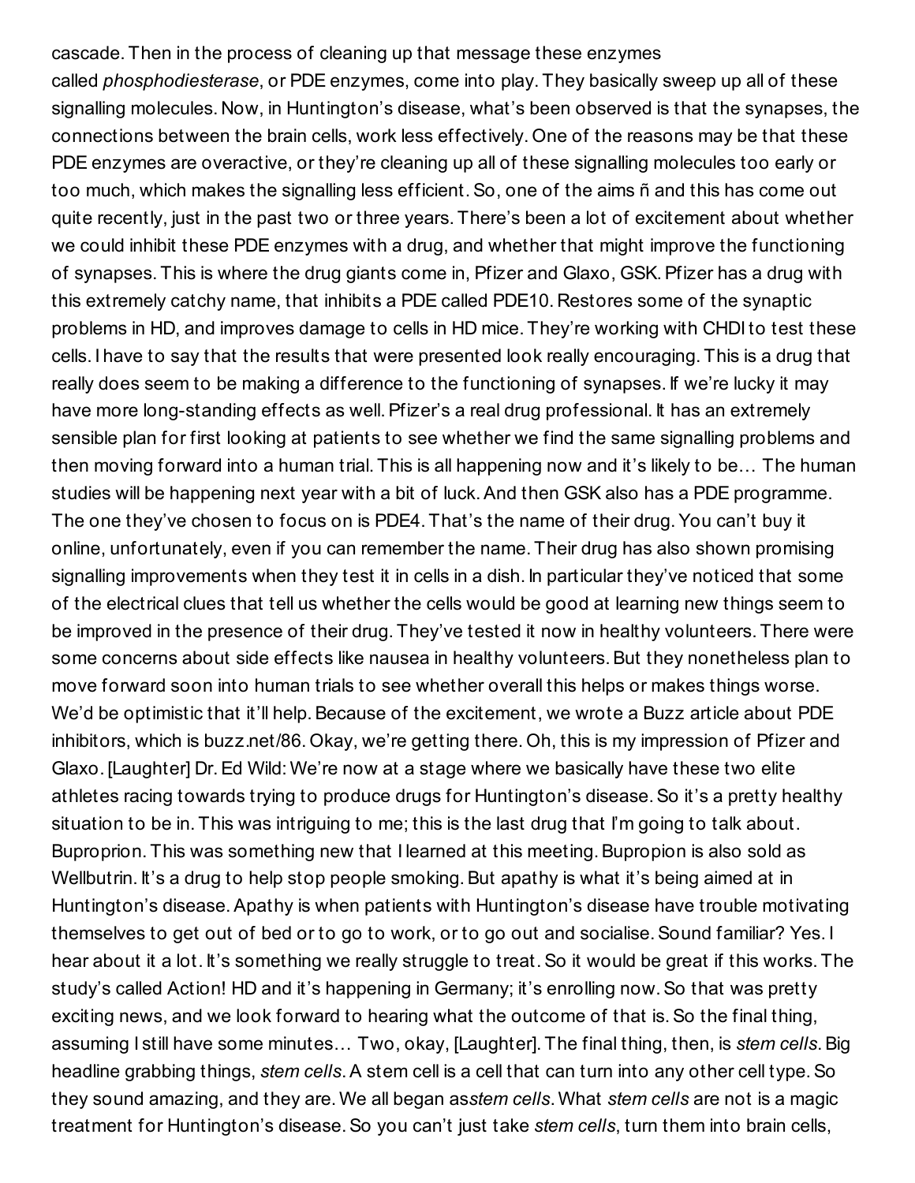cascade. Then in the process of cleaning up that message these enzymes called *phosphodiesterase*, or PDE enzymes, come into play. They basically sweep up all of these signalling molecules. Now, in Huntington's disease, what's been observed is that the synapses, the connections between the brain cells, work less effectively. One of the reasons may be that these PDE enzymes are overactive, or they're cleaning up all of these signalling molecules too early or too much, which makes the signalling less efficient. So, one of the aims ñ and this has come out quite recently, just in the past two or three years. There's been a lot of excitement about whether we could inhibit these PDE enzymes with a drug, and whether that might improve the functioning of synapses. This is where the drug giants come in, Pfizer and Glaxo, GSK. Pfizer has a drug with this extremely catchy name, that inhibits a PDE called PDE10. Restores some of the synaptic problems in HD, and improves damage to cells in HD mice. They're working with CHDI to test these cells. I have to say that the results that were presented look really encouraging. This is a drug that really does seem to be making a difference to the functioning of synapses. If we're lucky it may have more long-standing effects as well. Pfizer's a real drug professional. It has an extremely sensible plan for first looking at patients to see whether we find the same signalling problems and then moving forward into a human trial. This is all happening now and it's likely to be… The human studies will be happening next year with a bit of luck. And then GSK also has a PDE programme. The one they've chosen to focus on is PDE4. That's the name of their drug. You can't buy it online, unfortunately, even if you can remember the name. Their drug has also shown promising signalling improvements when they test it in cells in a dish. In particular they've noticed that some of the electrical clues that tell us whether the cells would be good at learning new things seem to be improved in the presence of their drug. They've tested it now in healthy volunteers. There were some concerns about side effects like nausea in healthy volunteers. But they nonetheless plan to move forward soon into human trials to see whether overall this helps or makes things worse. We'd be optimistic that it'll help. Because of the excitement, we wrote a Buzz article about PDE inhibitors, which is buzz.net/86. Okay, we're getting there. Oh, this is my impression of Pfizer and Glaxo. [Laughter] Dr. Ed Wild: We're now at a stage where we basically have these two elite athletes racing towards trying to produce drugs for Huntington's disease. So it's a pretty healthy situation to be in. This was intriguing to me; this is the last drug that I'm going to talk about. Buproprion. This was something new that I learned at this meeting. Bupropion is also sold as Wellbutrin. It's a drug to help stop people smoking. But apathy is what it's being aimed at in Huntington's disease. Apathy is when patients with Huntington's disease have trouble motivating themselves to get out of bed or to go to work, or to go out and socialise. Sound familiar? Yes. I hear about it a lot. It's something we really struggle to treat. So it would be great if this works. The study's called Action! HD and it's happening in Germany; it's enrolling now. So that was pretty exciting news, and we look forward to hearing what the outcome of that is. So the final thing, assuming I still have some minutes… Two, okay, [Laughter]. The final thing, then, is *stem cells*. Big headline grabbing things, *stem cells*. A stem cell is a cell that can turn into any other cell type. So they sound amazing, and they are. We all began as*stem cells*. What *stem cells* are not is a magic treatment for Huntington's disease. So you can't just take *stem cells*, turn them into brain cells,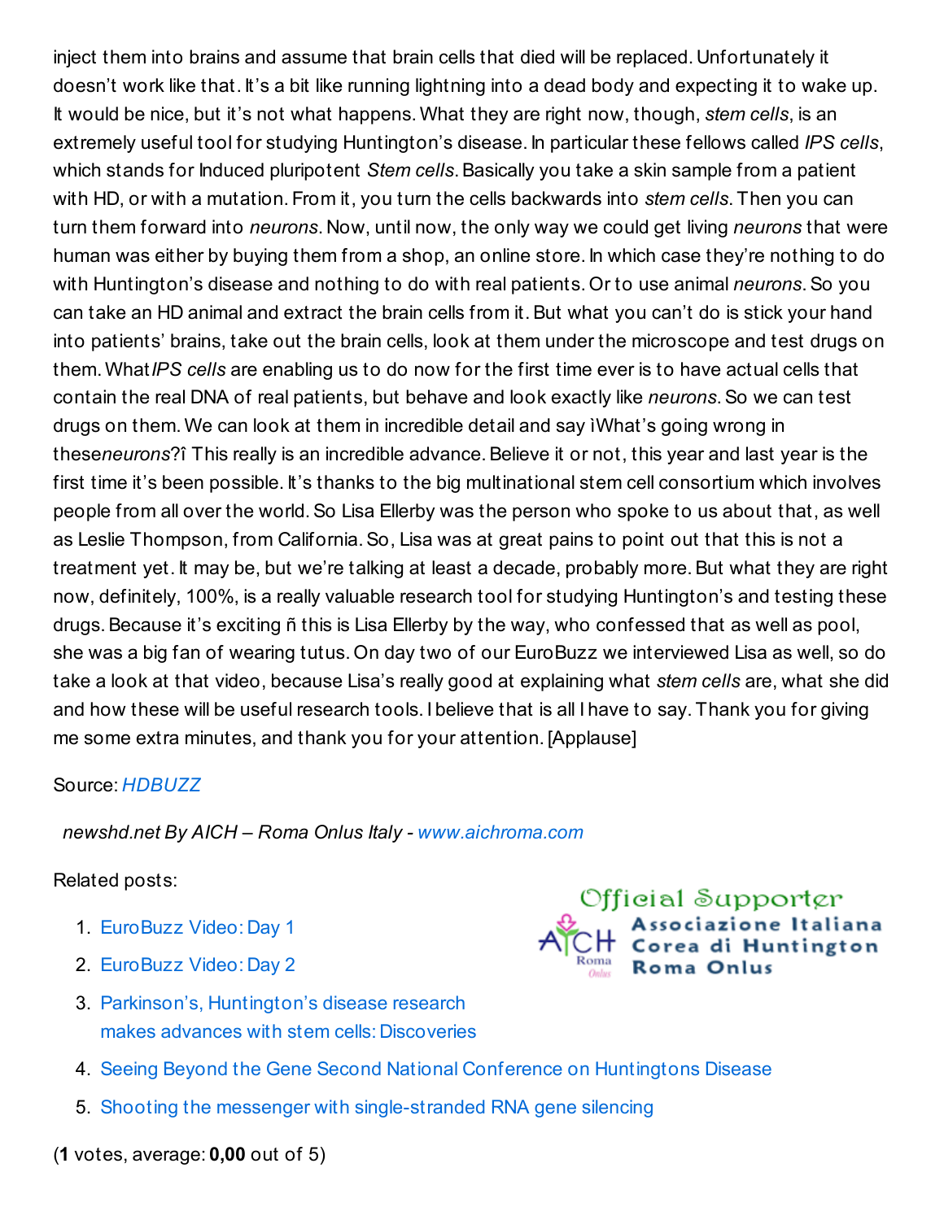inject them into brains and assume that brain cells that died will be replaced. Unfortunately it doesn't work like that. It's a bit like running lightning into a dead body and expecting it to wake up. It would be nice, but it's not what happens. What they are right now, though, *stem cells*, is an extremely useful tool for studying Huntington's disease. In particular these fellows called *IPS cells*, which stands for Induced pluripotent *Stem cells*. Basically you take a skin sample from a patient with HD, or with a mutation. From it, you turn the cells backwards into *stem cells*. Then you can turn them forward into *neurons*. Now, until now, the only way we could get living *neurons* that were human was either by buying them from a shop, an online store. In which case they're nothing to do with Huntington's disease and nothing to do with real patients. Or to use animal *neurons*. So you can take an HD animal and extract the brain cells from it. But what you can't do is stick your hand into patients' brains, take out the brain cells, look at them under the microscope and test drugs on them. What *IPS cells* are enabling us to do now for the first time ever is to have actual cells that contain the real DNA of real patients, but behave and look exactly like *neurons*. So we can test drugs on them. We can look at them in incredible detail and say ìWhat's going wrong in these*neurons*?î This really is an incredible advance. Believe it or not, this year and last year is the first time it's been possible. It's thanks to the big multinational stem cell consortium which involves people from all over the world. So Lisa Ellerby was the person who spoke to us about that, as well as Leslie Thompson, from California. So, Lisa was at great pains to point out that this is not a treatment yet. It may be, but we're talking at least a decade, probably more. But what they are right now, definitely, 100%, is a really valuable research tool for studying Huntington's and testing these drugs. Because it's exciting ñ this is Lisa Ellerby by the way, who confessed that as well as pool, she was a big fan of wearing tutus. On day two of our EuroBuzz we interviewed Lisa as well, so do take a look at that video, because Lisa's really good at explaining what *stem cells* are, what she did and how these will be useful research tools. I believe that is all I have to say. Thank you for giving me some extra minutes, and thank you for your attention. [Applause]

Source: *HDBUZZ*

*newshd.net By AICH – Roma Onlus Italy - www.aichroma.com*

Official Supporter
Associazione Italiana Corea di Huntington Roma Onlus

Related posts:

1. EuroBuzz Video: Day 1
2. EuroBuzz Video: Day 2
3. Parkinson's, Huntington's disease research makes advances with stem cells: Discoveries
4. Seeing Beyond the Gene Second National Conference on Huntingtons Disease
5. Shooting the messenger with single-stranded RNA gene silencing

(**1** votes, average: **0,00** out of 5)